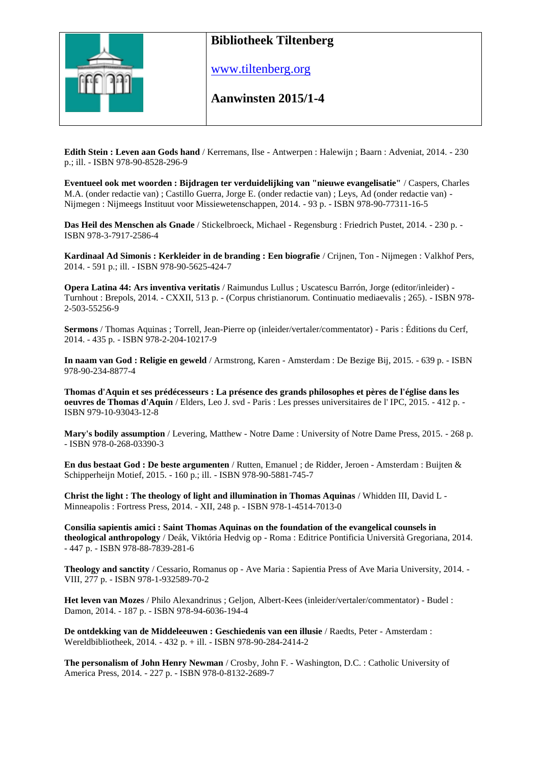# Bibliotheek Tiltenberg

www.tiltenberg.org

## Aanwinsten 2015/1-4

**Edith Stein : Leven aan Gods hand** / Kerremans, Ilse - Antwerpen : Halewijn ; Baarn : Adveniat, 2014. - 230 p.; ill. - ISBN 978-90-8528-296-9

**Eventueel ook met woorden : Bijdragen ter verduidelijking van "nieuwe evangelisatie"** / Caspers, Charles M.A. (onder redactie van) ; Castillo Guerra, Jorge E. (onder redactie van) ; Leys, Ad (onder redactie van) - Nijmegen : Nijmeegs Instituut voor Missiewetenschappen, 2014. - 93 p. - ISBN 978-90-77311-16-5

**Das Heil des Menschen als Gnade** / Stickelbroeck, Michael - Regensburg : Friedrich Pustet, 2014. - 230 p. - ISBN 978-3-7917-2586-4

**Kardinaal Ad Simonis : Kerkleider in de branding : Een biografie** / Crijnen, Ton - Nijmegen : Valkhof Pers, 2014. - 591 p.; ill. - ISBN 978-90-5625-424-7

**Opera Latina 44: Ars inventiva veritatis** / Raimundus Lullus ; Uscatescu Barrón, Jorge (editor/inleider) - Turnhout : Brepols, 2014. - CXXII, 513 p. - (Corpus christianorum. Continuatio mediaevalis ; 265). - ISBN 978-2-503-55256-9

**Sermons** / Thomas Aquinas ; Torrell, Jean-Pierre op (inleider/vertaler/commentator) - Paris : Éditions du Cerf, 2014. - 435 p. - ISBN 978-2-204-10217-9

**In naam van God : Religie en geweld** / Armstrong, Karen - Amsterdam : De Bezige Bij, 2015. - 639 p. - ISBN 978-90-234-8877-4

**Thomas d'Aquin et ses prédécesseurs : La présence des grands philosophes et pères de l'église dans les oeuvres de Thomas d'Aquin** / Elders, Leo J. svd - Paris : Les presses universitaires de l' IPC, 2015. - 412 p. - ISBN 979-10-93043-12-8

**Mary's bodily assumption** / Levering, Matthew - Notre Dame : University of Notre Dame Press, 2015. - 268 p. - ISBN 978-0-268-03390-3

**En dus bestaat God : De beste argumenten** / Rutten, Emanuel ; de Ridder, Jeroen - Amsterdam : Buijten & Schipperheijn Motief, 2015. - 160 p.; ill. - ISBN 978-90-5881-745-7

**Christ the light : The theology of light and illumination in Thomas Aquinas** / Whidden III, David L - Minneapolis : Fortress Press, 2014. - XII, 248 p. - ISBN 978-1-4514-7013-0

**Consilia sapientis amici : Saint Thomas Aquinas on the foundation of the evangelical counsels in theological anthropology** / Deák, Viktória Hedvig op - Roma : Editrice Pontificia Università Gregoriana, 2014. - 447 p. - ISBN 978-88-7839-281-6

**Theology and sanctity** / Cessario, Romanus op - Ave Maria : Sapientia Press of Ave Maria University, 2014. - VIII, 277 p. - ISBN 978-1-932589-70-2

**Het leven van Mozes** / Philo Alexandrinus ; Geljon, Albert-Kees (inleider/vertaler/commentator) - Budel : Damon, 2014. - 187 p. - ISBN 978-94-6036-194-4

**De ontdekking van de Middeleeuwen : Geschiedenis van een illusie** / Raedts, Peter - Amsterdam : Wereldbibliotheek, 2014. - 432 p. + ill. - ISBN 978-90-284-2414-2

**The personalism of John Henry Newman** / Crosby, John F. - Washington, D.C. : Catholic University of America Press, 2014. - 227 p. - ISBN 978-0-8132-2689-7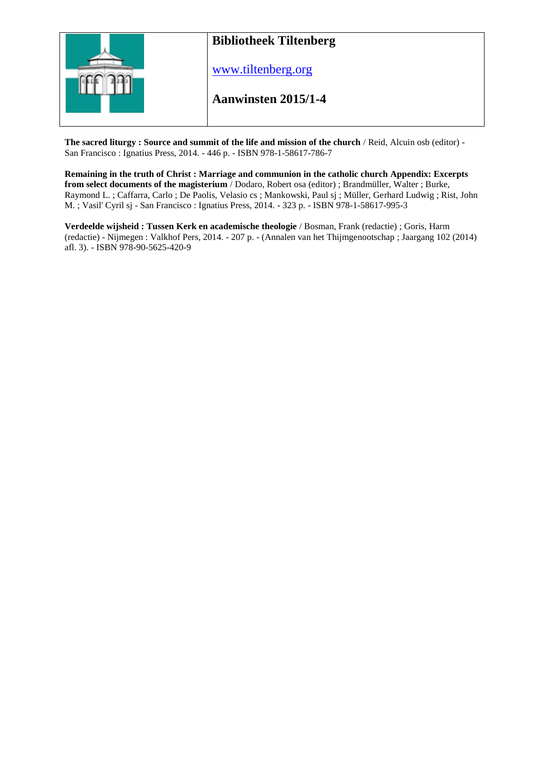| | **Bibliotheek Tiltenberg** |
|---|---|
| | [www.tiltenberg.org](http://www.tiltenberg.org) |
| | **Aanwinsten 2015/1-4** |

**The sacred liturgy : Source and summit of the life and mission of the church** / Reid, Alcuin osb (editor) - San Francisco : Ignatius Press, 2014. - 446 p. - ISBN 978-1-58617-786-7

**Remaining in the truth of Christ : Marriage and communion in the catholic church Appendix: Excerpts from select documents of the magisterium** / Dodaro, Robert osa (editor) ; Brandmüller, Walter ; Burke, Raymond L. ; Caffarra, Carlo ; De Paolis, Velasio cs ; Mankowski, Paul sj ; Müller, Gerhard Ludwig ; Rist, John M. ; Vasil' Cyril sj - San Francisco : Ignatius Press, 2014. - 323 p. - ISBN 978-1-58617-995-3

**Verdeelde wijsheid : Tussen Kerk en academische theologie** / Bosman, Frank (redactie) ; Goris, Harm (redactie) - Nijmegen : Valkhof Pers, 2014. - 207 p. - (Annalen van het Thijmgenootschap ; Jaargang 102 (2014) afl. 3). - ISBN 978-90-5625-420-9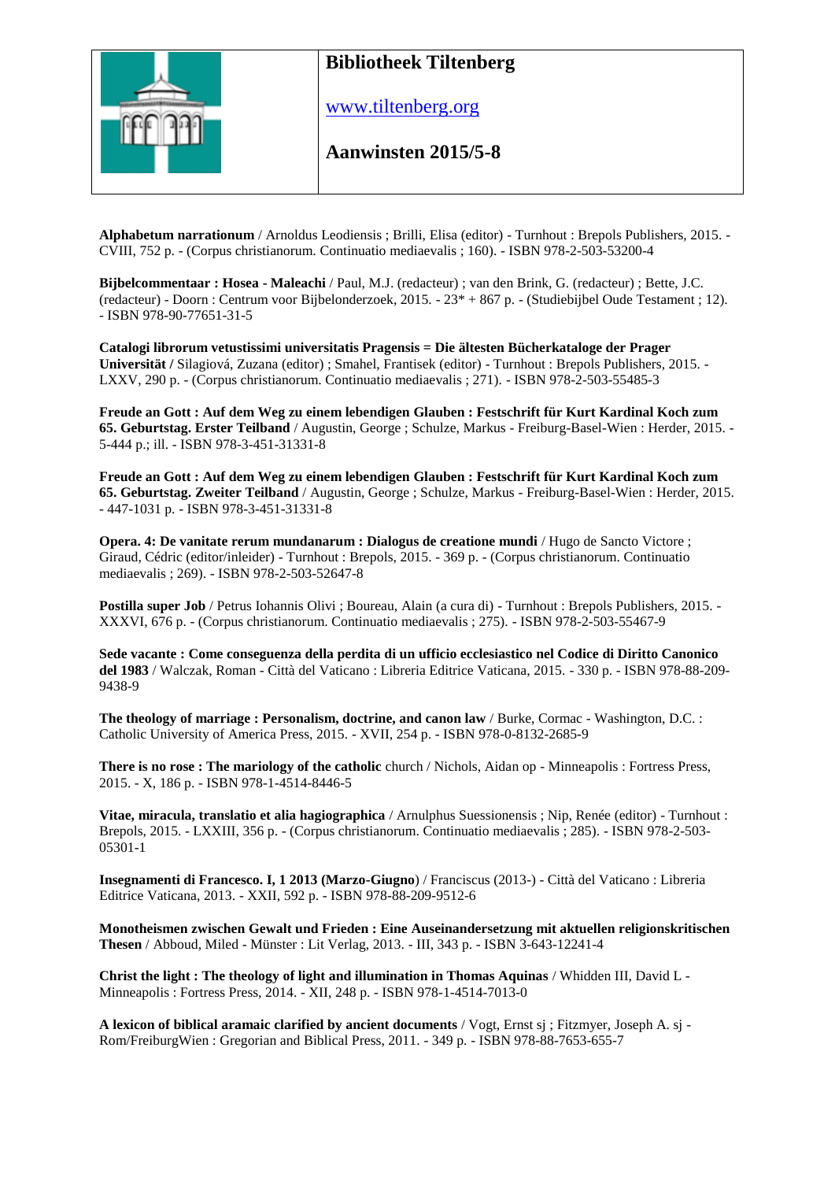# Bibliotheek Tiltenberg

www.tiltenberg.org

## Aanwinsten 2015/5-8

**Alphabetum narrationum** / Arnoldus Leodiensis ; Brilli, Elisa (editor) - Turnhout : Brepols Publishers, 2015. - CVIII, 752 p. - (Corpus christianorum. Continuatio mediaevalis ; 160). - ISBN 978-2-503-53200-4

**Bijbelcommentaar : Hosea - Maleachi** / Paul, M.J. (redacteur) ; van den Brink, G. (redacteur) ; Bette, J.C. (redacteur) - Doorn : Centrum voor Bijbelonderzoek, 2015. - 23* + 867 p. - (Studiebijbel Oude Testament ; 12). - ISBN 978-90-77651-31-5

**Catalogi librorum vetustissimi universitatis Pragensis = Die ältesten Bücherkataloge der Prager Universität /** Silagiová, Zuzana (editor) ; Smahel, Frantisek (editor) - Turnhout : Brepols Publishers, 2015. - LXXV, 290 p. - (Corpus christianorum. Continuatio mediaevalis ; 271). - ISBN 978-2-503-55485-3

**Freude an Gott : Auf dem Weg zu einem lebendigen Glauben : Festschrift für Kurt Kardinal Koch zum 65. Geburtstag. Erster Teilband** / Augustin, George ; Schulze, Markus - Freiburg-Basel-Wien : Herder, 2015. - 5-444 p.; ill. - ISBN 978-3-451-31331-8

**Freude an Gott : Auf dem Weg zu einem lebendigen Glauben : Festschrift für Kurt Kardinal Koch zum 65. Geburtstag. Zweiter Teilband** / Augustin, George ; Schulze, Markus - Freiburg-Basel-Wien : Herder, 2015. - 447-1031 p. - ISBN 978-3-451-31331-8

**Opera. 4: De vanitate rerum mundanarum : Dialogus de creatione mundi** / Hugo de Sancto Victore ; Giraud, Cédric (editor/inleider) - Turnhout : Brepols, 2015. - 369 p. - (Corpus christianorum. Continuatio mediaevalis ; 269). - ISBN 978-2-503-52647-8

**Postilla super Job** / Petrus Iohannis Olivi ; Boureau, Alain (a cura di) - Turnhout : Brepols Publishers, 2015. - XXXVI, 676 p. - (Corpus christianorum. Continuatio mediaevalis ; 275). - ISBN 978-2-503-55467-9

**Sede vacante : Come conseguenza della perdita di un ufficio ecclesiastico nel Codice di Diritto Canonico del 1983** / Walczak, Roman - Città del Vaticano : Libreria Editrice Vaticana, 2015. - 330 p. - ISBN 978-88-209-9438-9

**The theology of marriage : Personalism, doctrine, and canon law** / Burke, Cormac - Washington, D.C. : Catholic University of America Press, 2015. - XVII, 254 p. - ISBN 978-0-8132-2685-9

**There is no rose : The mariology of the catholic** church / Nichols, Aidan op - Minneapolis : Fortress Press, 2015. - X, 186 p. - ISBN 978-1-4514-8446-5

**Vitae, miracula, translatio et alia hagiographica** / Arnulphus Suessionensis ; Nip, Renée (editor) - Turnhout : Brepols, 2015. - LXXIII, 356 p. - (Corpus christianorum. Continuatio mediaevalis ; 285). - ISBN 978-2-503-05301-1

**Insegnamenti di Francesco. I, 1 2013 (Marzo-Giugno)** / Franciscus (2013-) - Città del Vaticano : Libreria Editrice Vaticana, 2013. - XXII, 592 p. - ISBN 978-88-209-9512-6

**Monotheismen zwischen Gewalt und Frieden : Eine Auseinandersetzung mit aktuellen religionskritischen Thesen** / Abboud, Miled - Münster : Lit Verlag, 2013. - III, 343 p. - ISBN 3-643-12241-4

**Christ the light : The theology of light and illumination in Thomas Aquinas** / Whidden III, David L - Minneapolis : Fortress Press, 2014. - XII, 248 p. - ISBN 978-1-4514-7013-0

**A lexicon of biblical aramaic clarified by ancient documents** / Vogt, Ernst sj ; Fitzmyer, Joseph A. sj - Rom/FreiburgWien : Gregorian and Biblical Press, 2011. - 349 p. - ISBN 978-88-7653-655-7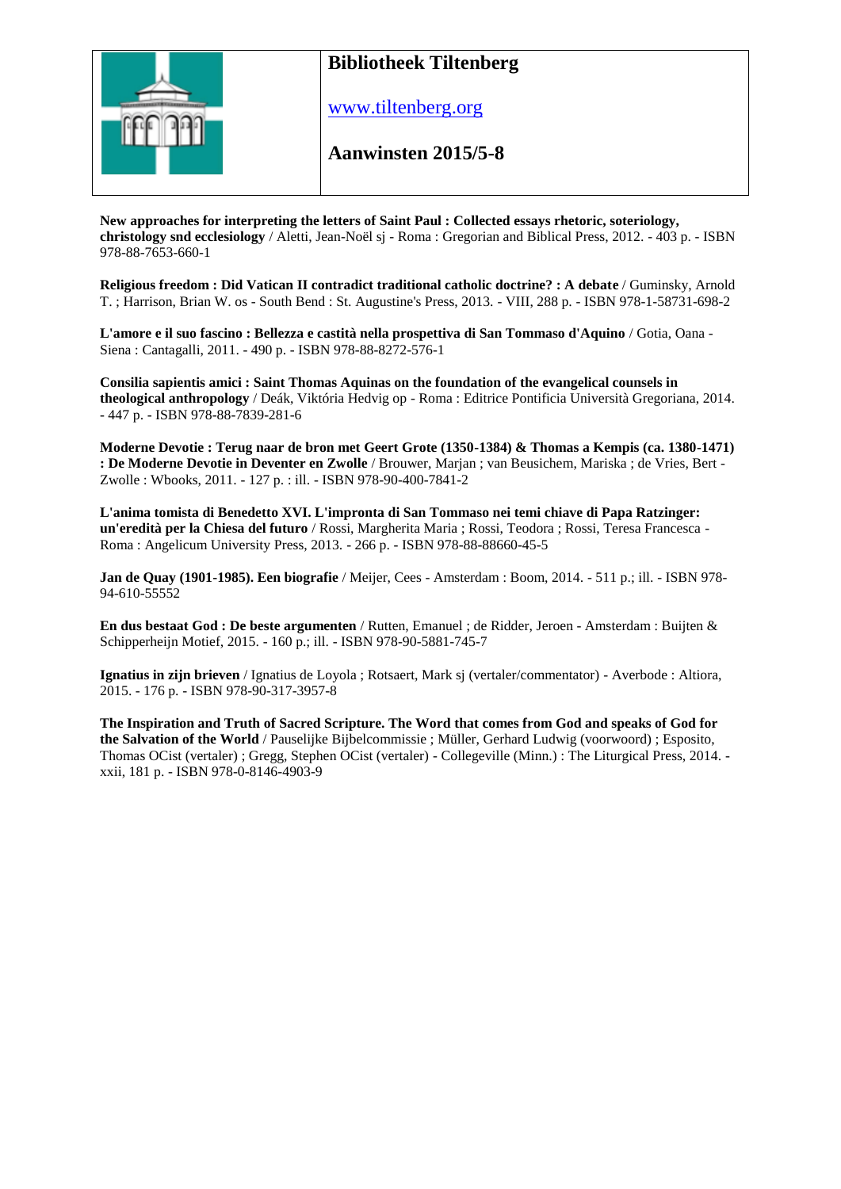# Bibliotheek Tiltenberg

www.tiltenberg.org

## Aanwinsten 2015/5-8

**New approaches for interpreting the letters of Saint Paul : Collected essays rhetoric, soteriology, christology snd ecclesiology** / Aletti, Jean-Noël sj - Roma : Gregorian and Biblical Press, 2012. - 403 p. - ISBN 978-88-7653-660-1

**Religious freedom : Did Vatican II contradict traditional catholic doctrine? : A debate** / Guminsky, Arnold T. ; Harrison, Brian W. os - South Bend : St. Augustine's Press, 2013. - VIII, 288 p. - ISBN 978-1-58731-698-2

**L'amore e il suo fascino : Bellezza e castità nella prospettiva di San Tommaso d'Aquino** / Gotia, Oana - Siena : Cantagalli, 2011. - 490 p. - ISBN 978-88-8272-576-1

**Consilia sapientis amici : Saint Thomas Aquinas on the foundation of the evangelical counsels in theological anthropology** / Deák, Viktória Hedvig op - Roma : Editrice Pontificia Università Gregoriana, 2014. - 447 p. - ISBN 978-88-7839-281-6

**Moderne Devotie : Terug naar de bron met Geert Grote (1350-1384) & Thomas a Kempis (ca. 1380-1471) : De Moderne Devotie in Deventer en Zwolle** / Brouwer, Marjan ; van Beusichem, Mariska ; de Vries, Bert - Zwolle : Wbooks, 2011. - 127 p. : ill. - ISBN 978-90-400-7841-2

**L'anima tomista di Benedetto XVI. L'impronta di San Tommaso nei temi chiave di Papa Ratzinger: un'eredità per la Chiesa del futuro** / Rossi, Margherita Maria ; Rossi, Teodora ; Rossi, Teresa Francesca - Roma : Angelicum University Press, 2013. - 266 p. - ISBN 978-88-88660-45-5

**Jan de Quay (1901-1985). Een biografie** / Meijer, Cees - Amsterdam : Boom, 2014. - 511 p.; ill. - ISBN 978-94-610-55552

**En dus bestaat God : De beste argumenten** / Rutten, Emanuel ; de Ridder, Jeroen - Amsterdam : Buijten & Schipperheijn Motief, 2015. - 160 p.; ill. - ISBN 978-90-5881-745-7

**Ignatius in zijn brieven** / Ignatius de Loyola ; Rotsaert, Mark sj (vertaler/commentator) - Averbode : Altiora, 2015. - 176 p. - ISBN 978-90-317-3957-8

**The Inspiration and Truth of Sacred Scripture. The Word that comes from God and speaks of God for the Salvation of the World** / Pauselijke Bijbelcommissie ; Müller, Gerhard Ludwig (voorwoord) ; Esposito, Thomas OCist (vertaler) ; Gregg, Stephen OCist (vertaler) - Collegeville (Minn.) : The Liturgical Press, 2014. - xxii, 181 p. - ISBN 978-0-8146-4903-9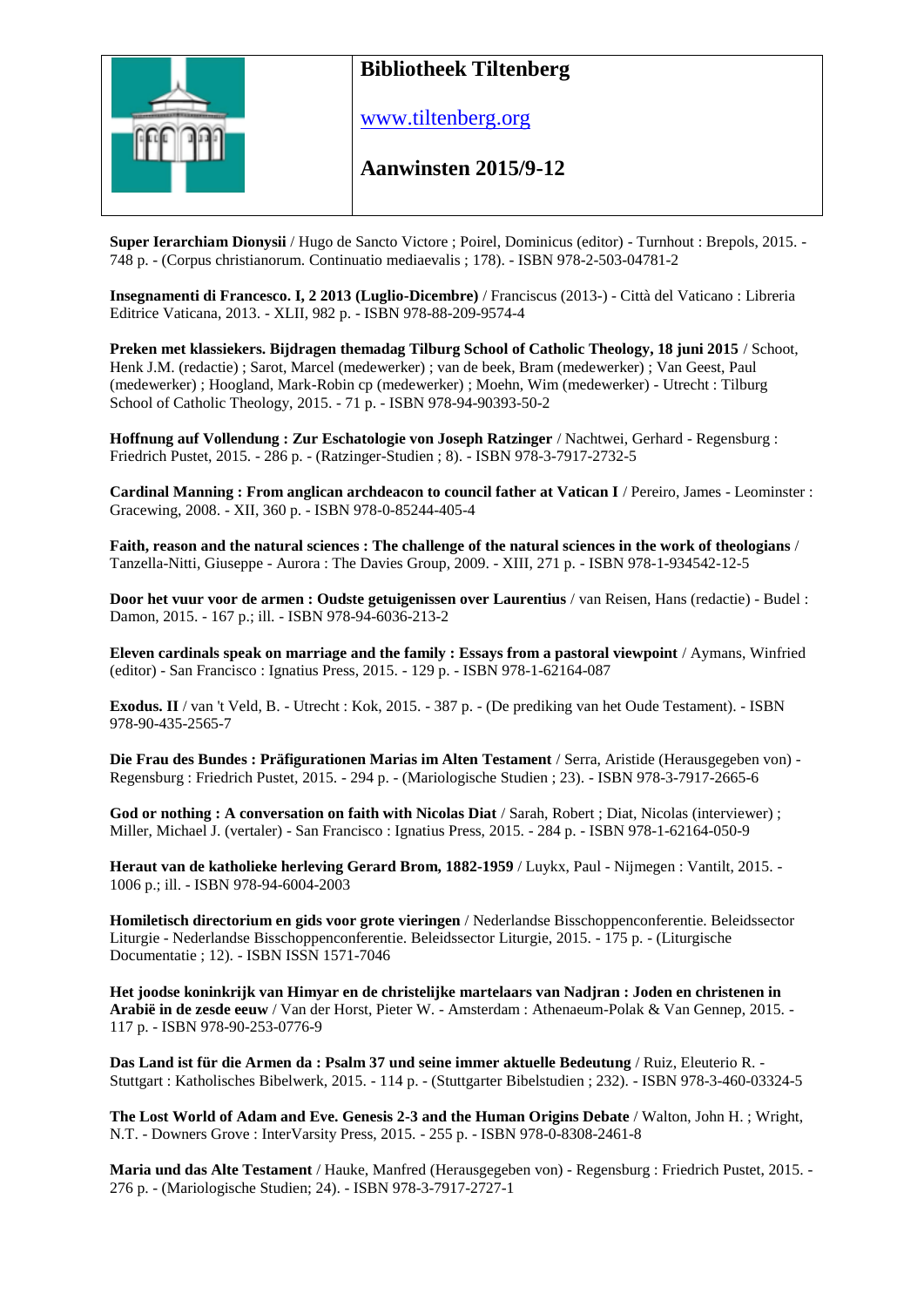# Bibliotheek Tiltenberg

www.tiltenberg.org

## Aanwinsten 2015/9-12

**Super Ierarchiam Dionysii** / Hugo de Sancto Victore ; Poirel, Dominicus (editor) - Turnhout : Brepols, 2015. - 748 p. - (Corpus christianorum. Continuatio mediaevalis ; 178). - ISBN 978-2-503-04781-2

**Insegnamenti di Francesco. I, 2 2013 (Luglio-Dicembre)** / Franciscus (2013-) - Città del Vaticano : Libreria Editrice Vaticana, 2013. - XLII, 982 p. - ISBN 978-88-209-9574-4

**Preken met klassiekers. Bijdragen themadag Tilburg School of Catholic Theology, 18 juni 2015** / Schoot, Henk J.M. (redactie) ; Sarot, Marcel (medewerker) ; van de beek, Bram (medewerker) ; Van Geest, Paul (medewerker) ; Hoogland, Mark-Robin cp (medewerker) ; Moehn, Wim (medewerker) - Utrecht : Tilburg School of Catholic Theology, 2015. - 71 p. - ISBN 978-94-90393-50-2

**Hoffnung auf Vollendung : Zur Eschatologie von Joseph Ratzinger** / Nachtwei, Gerhard - Regensburg : Friedrich Pustet, 2015. - 286 p. - (Ratzinger-Studien ; 8). - ISBN 978-3-7917-2732-5

**Cardinal Manning : From anglican archdeacon to council father at Vatican I** / Pereiro, James - Leominster : Gracewing, 2008. - XII, 360 p. - ISBN 978-0-85244-405-4

**Faith, reason and the natural sciences : The challenge of the natural sciences in the work of theologians** / Tanzella-Nitti, Giuseppe - Aurora : The Davies Group, 2009. - XIII, 271 p. - ISBN 978-1-934542-12-5

**Door het vuur voor de armen : Oudste getuigenissen over Laurentius** / van Reisen, Hans (redactie) - Budel : Damon, 2015. - 167 p.; ill. - ISBN 978-94-6036-213-2

**Eleven cardinals speak on marriage and the family : Essays from a pastoral viewpoint** / Aymans, Winfried (editor) - San Francisco : Ignatius Press, 2015. - 129 p. - ISBN 978-1-62164-087

**Exodus. II** / van 't Veld, B. - Utrecht : Kok, 2015. - 387 p. - (De prediking van het Oude Testament). - ISBN 978-90-435-2565-7

**Die Frau des Bundes : Präfigurationen Marias im Alten Testament** / Serra, Aristide (Herausgegeben von) - Regensburg : Friedrich Pustet, 2015. - 294 p. - (Mariologische Studien ; 23). - ISBN 978-3-7917-2665-6

**God or nothing : A conversation on faith with Nicolas Diat** / Sarah, Robert ; Diat, Nicolas (interviewer) ; Miller, Michael J. (vertaler) - San Francisco : Ignatius Press, 2015. - 284 p. - ISBN 978-1-62164-050-9

**Heraut van de katholieke herleving Gerard Brom, 1882-1959** / Luykx, Paul - Nijmegen : Vantilt, 2015. - 1006 p.; ill. - ISBN 978-94-6004-2003

**Homiletisch directorium en gids voor grote vieringen** / Nederlandse Bisschoppenconferentie. Beleidssector Liturgie - Nederlandse Bisschoppenconferentie. Beleidssector Liturgie, 2015. - 175 p. - (Liturgische Documentatie ; 12). - ISBN ISSN 1571-7046

**Het joodse koninkrijk van Himyar en de christelijke martelaars van Nadjran : Joden en christenen in Arabië in de zesde eeuw** / Van der Horst, Pieter W. - Amsterdam : Athenaeum-Polak & Van Gennep, 2015. - 117 p. - ISBN 978-90-253-0776-9

**Das Land ist für die Armen da : Psalm 37 und seine immer aktuelle Bedeutung** / Ruiz, Eleuterio R. - Stuttgart : Katholisches Bibelwerk, 2015. - 114 p. - (Stuttgarter Bibelstudien ; 232). - ISBN 978-3-460-03324-5

**The Lost World of Adam and Eve. Genesis 2-3 and the Human Origins Debate** / Walton, John H. ; Wright, N.T. - Downers Grove : InterVarsity Press, 2015. - 255 p. - ISBN 978-0-8308-2461-8

**Maria und das Alte Testament** / Hauke, Manfred (Herausgegeben von) - Regensburg : Friedrich Pustet, 2015. - 276 p. - (Mariologische Studien; 24). - ISBN 978-3-7917-2727-1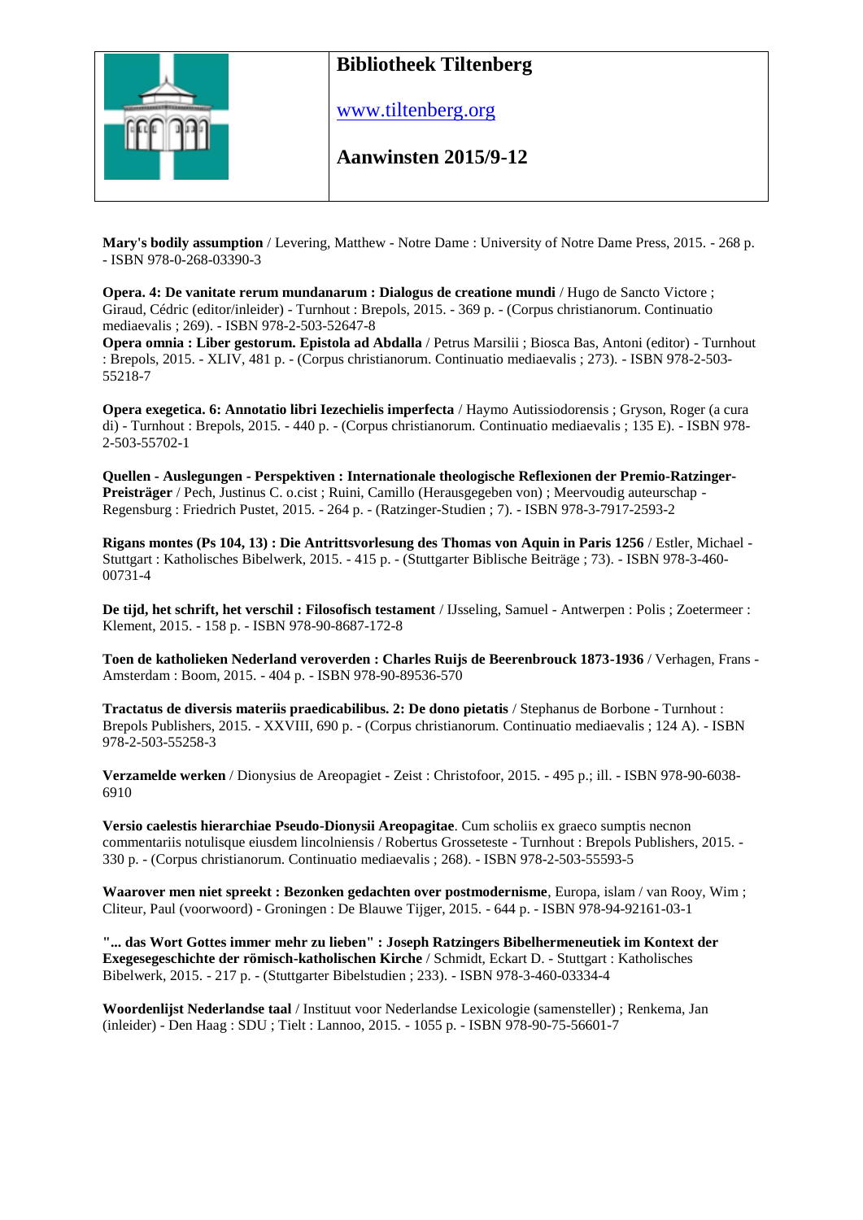**Bibliotheek Tiltenberg**

www.tiltenberg.org

**Aanwinsten 2015/9-12**

**Mary's bodily assumption** / Levering, Matthew - Notre Dame : University of Notre Dame Press, 2015. - 268 p. - ISBN 978-0-268-03390-3

**Opera. 4: De vanitate rerum mundanarum : Dialogus de creatione mundi** / Hugo de Sancto Victore ; Giraud, Cédric (editor/inleider) - Turnhout : Brepols, 2015. - 369 p. - (Corpus christianorum. Continuatio mediaevalis ; 269). - ISBN 978-2-503-52647-8

**Opera omnia : Liber gestorum. Epistola ad Abdalla** / Petrus Marsilii ; Biosca Bas, Antoni (editor) - Turnhout : Brepols, 2015. - XLIV, 481 p. - (Corpus christianorum. Continuatio mediaevalis ; 273). - ISBN 978-2-503-55218-7

**Opera exegetica. 6: Annotatio libri Iezechielis imperfecta** / Haymo Autissiodorensis ; Gryson, Roger (a cura di) - Turnhout : Brepols, 2015. - 440 p. - (Corpus christianorum. Continuatio mediaevalis ; 135 E). - ISBN 978-2-503-55702-1

**Quellen - Auslegungen - Perspektiven : Internationale theologische Reflexionen der Premio-Ratzinger-Preisträger** / Pech, Justinus C. o.cist ; Ruini, Camillo (Herausgegeben von) ; Meervoudig auteurschap - Regensburg : Friedrich Pustet, 2015. - 264 p. - (Ratzinger-Studien ; 7). - ISBN 978-3-7917-2593-2

**Rigans montes (Ps 104, 13) : Die Antrittsvorlesung des Thomas von Aquin in Paris 1256** / Estler, Michael - Stuttgart : Katholisches Bibelwerk, 2015. - 415 p. - (Stuttgarter Biblische Beiträge ; 73). - ISBN 978-3-460-00731-4

**De tijd, het schrift, het verschil : Filosofisch testament** / IJsseling, Samuel - Antwerpen : Polis ; Zoetermeer : Klement, 2015. - 158 p. - ISBN 978-90-8687-172-8

**Toen de katholieken Nederland veroverden : Charles Ruijs de Beerenbrouck 1873-1936** / Verhagen, Frans - Amsterdam : Boom, 2015. - 404 p. - ISBN 978-90-89536-570

**Tractatus de diversis materiis praedicabilibus. 2: De dono pietatis** / Stephanus de Borbone - Turnhout : Brepols Publishers, 2015. - XXVIII, 690 p. - (Corpus christianorum. Continuatio mediaevalis ; 124 A). - ISBN 978-2-503-55258-3

**Verzamelde werken** / Dionysius de Areopagiet - Zeist : Christofoor, 2015. - 495 p.; ill. - ISBN 978-90-6038-6910

**Versio caelestis hierarchiae Pseudo-Dionysii Areopagitae**. Cum scholiis ex graeco sumptis necnon commentariis notulisque eiusdem lincolniensis / Robertus Grosseteste - Turnhout : Brepols Publishers, 2015. - 330 p. - (Corpus christianorum. Continuatio mediaevalis ; 268). - ISBN 978-2-503-55593-5

**Waarover men niet spreekt : Bezonken gedachten over postmodernisme**, Europa, islam / van Rooy, Wim ; Cliteur, Paul (voorwoord) - Groningen : De Blauwe Tijger, 2015. - 644 p. - ISBN 978-94-92161-03-1

**"... das Wort Gottes immer mehr zu lieben" : Joseph Ratzingers Bibelhermeneutiek im Kontext der Exegesegeschichte der römisch-katholischen Kirche** / Schmidt, Eckart D. - Stuttgart : Katholisches Bibelwerk, 2015. - 217 p. - (Stuttgarter Bibelstudien ; 233). - ISBN 978-3-460-03334-4

**Woordenlijst Nederlandse taal** / Instituut voor Nederlandse Lexicologie (samensteller) ; Renkema, Jan (inleider) - Den Haag : SDU ; Tielt : Lannoo, 2015. - 1055 p. - ISBN 978-90-75-56601-7